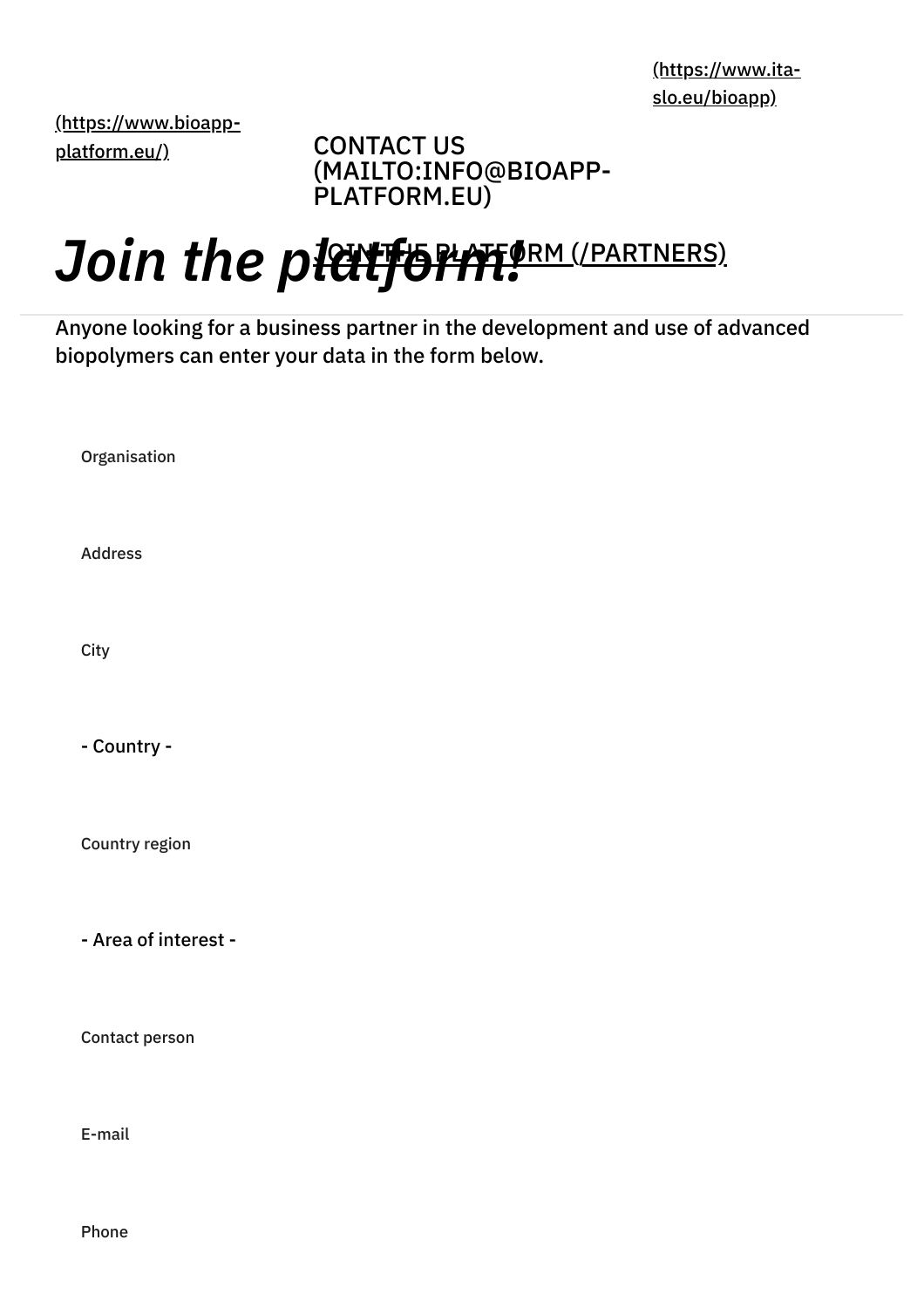(https://www.ita-slo.eu/bioapp)

(https://www.bioapp-platform.eu/)

CONTACT US (MAILTO:INFO@BIOAPP-PLATFORM.EU)

JOIN THE PLATFORM (/PARTNERS)

# *Join the platform!*

Anyone looking for a business partner in the development and use of advanced biopolymers can enter your data in the form below.

Organisation

Address

City

- Country -

Country region

- Area of interest -

Contact person

E-mail

Phone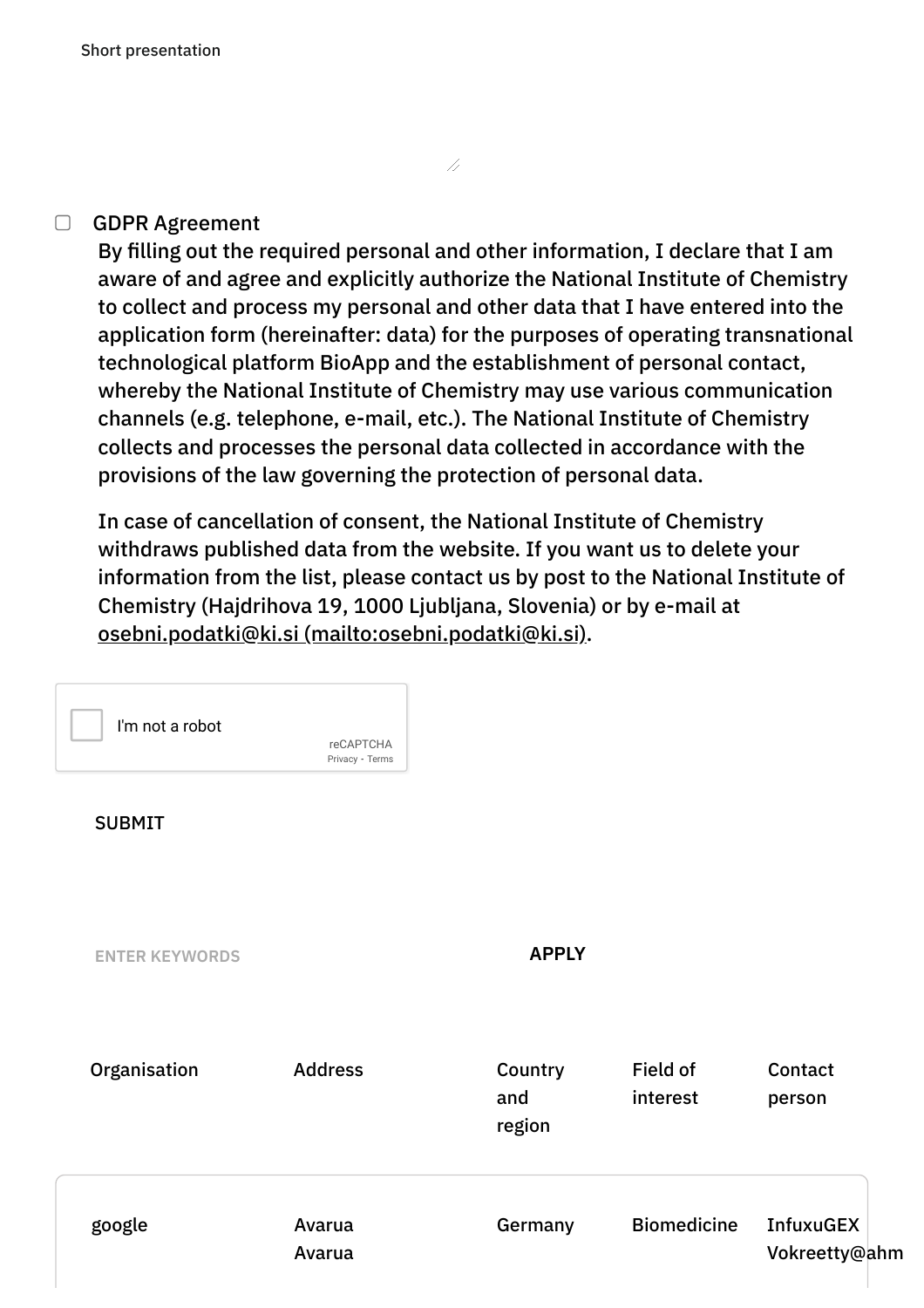Short presentation

- [ ] GDPR Agreement

By filling out the required personal and other information, I declare that I am aware of and agree and explicitly authorize the National Institute of Chemistry to collect and process my personal and other data that I have entered into the application form (hereinafter: data) for the purposes of operating transnational technological platform BioApp and the establishment of personal contact, whereby the National Institute of Chemistry may use various communication channels (e.g. telephone, e-mail, etc.). The National Institute of Chemistry collects and processes the personal data collected in accordance with the provisions of the law governing the protection of personal data.

In case of cancellation of consent, the National Institute of Chemistry withdraws published data from the website. If you want us to delete your information from the list, please contact us by post to the National Institute of Chemistry (Hajdrihova 19, 1000 Ljubljana, Slovenia) or by e-mail at osebni.podatki@ki.si (mailto:osebni.podatki@ki.si).

I'm not a robot

reCAPTCHA
Privacy - Terms

SUBMIT

ENTER KEYWORDS APPLY

| Organisation | Address | Country and region | Field of interest | Contact person |
|---|---|---|---|---|
| google | Avarua Avarua | Germany | Biomedicine | InfuxuGEX Vokreetty@ahm |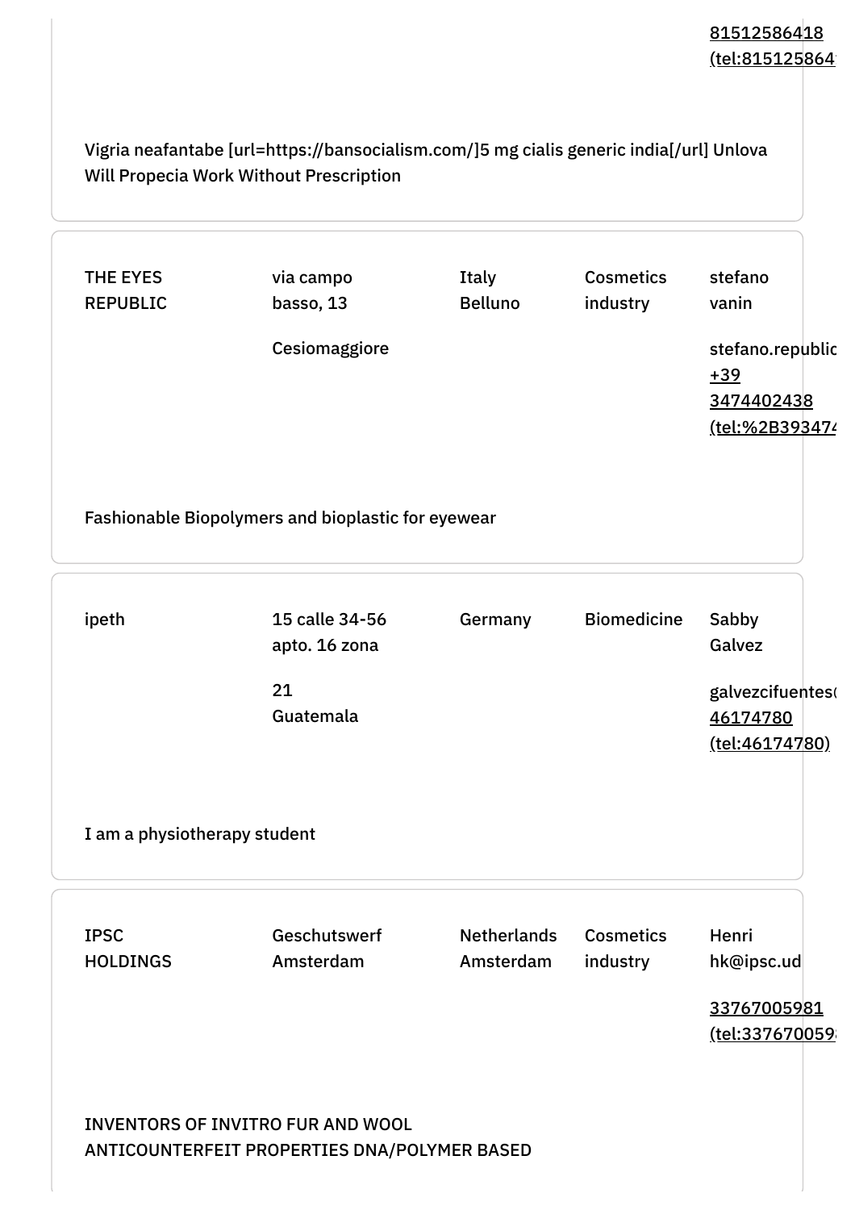81512586418
(tel:8151258641

Vigria neafantabe [url=https://bansocialism.com/]5 mg cialis generic india[/url] Unlova Will Propecia Work Without Prescription

| | | | | |
|---|---|---|---|---|
| THE EYES REPUBLIC | via campo basso, 13<br><br>Cesiomaggiore | Italy Belluno | Cosmetics industry | stefano vanin<br><br>stefano.republic<br>+39 3474402438<br>(tel:%2B393474 |

Fashionable Biopolymers and bioplastic for eyewear

| | | | | |
|---|---|---|---|---|
| ipeth | 15 calle 34-56 apto. 16 zona<br><br>21 Guatemala | Germany | Biomedicine | Sabby Galvez<br><br>galvezcifuentes(<br>46174780<br>(tel:46174780) |

I am a physiotherapy student

| | | | | |
|---|---|---|---|---|
| IPSC HOLDINGS | Geschutswerf Amsterdam | Netherlands Amsterdam | Cosmetics industry | Henri hk@ipsc.ud<br><br>33767005981<br>(tel:337670059 |

INVENTORS OF INVITRO FUR AND WOOL ANTICOUNTERFEIT PROPERTIES DNA/POLYMER BASED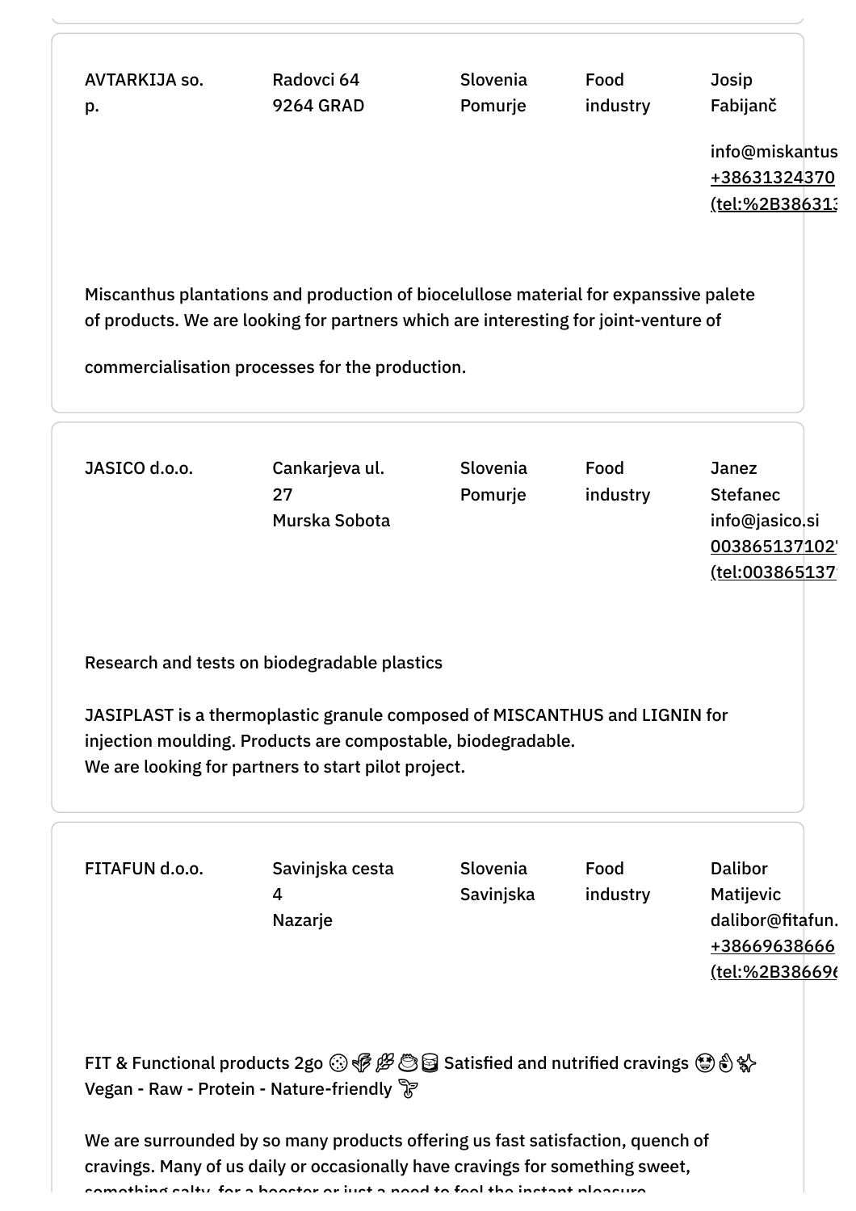| | | | | |
|---|---|---|---|---|
| AVTARKIJA so. p. | Radovci 64<br>9264 GRAD | Slovenia<br>Pomurje | Food industry | Josip Fabijanč<br><br>info@miskantus<br>+38631324370<br>(tel:%2B38631З |

Miscanthus plantations and production of biocelullose material for expanssive palete of products. We are looking for partners which are interesting for joint-venture of

commercialisation processes for the production.

| | | | | |
|---|---|---|---|---|
| JASICO d.o.o. | Cankarjeva ul. 27<br>Murska Sobota | Slovenia<br>Pomurje | Food industry | Janez Stefanec<br>info@jasico.si<br>003865137102<br>(tel:003865137 |

Research and tests on biodegradable plastics

JASIPLAST is a thermoplastic granule composed of MISCANTHUS and LIGNIN for injection moulding. Products are compostable, biodegradable.
We are looking for partners to start pilot project.

| | | | | |
|---|---|---|---|---|
| FITAFUN d.o.o. | Savinjska cesta 4<br>Nazarje | Slovenia<br>Savinjska | Food industry | Dalibor Matijevic<br>dalibor@fitafun.<br>+38669638666<br>(tel:%2B38669( |

FIT & Functional products 2go 🍪🥬🌿🥧🥫 Satisfied and nutrified cravings 😍👌✨
Vegan - Raw - Protein - Nature-friendly 🌱

We are surrounded by so many products offering us fast satisfaction, quench of cravings. Many of us daily or occasionally have cravings for something sweet, something salty, for a booster or just a need to feel the instant pleasure.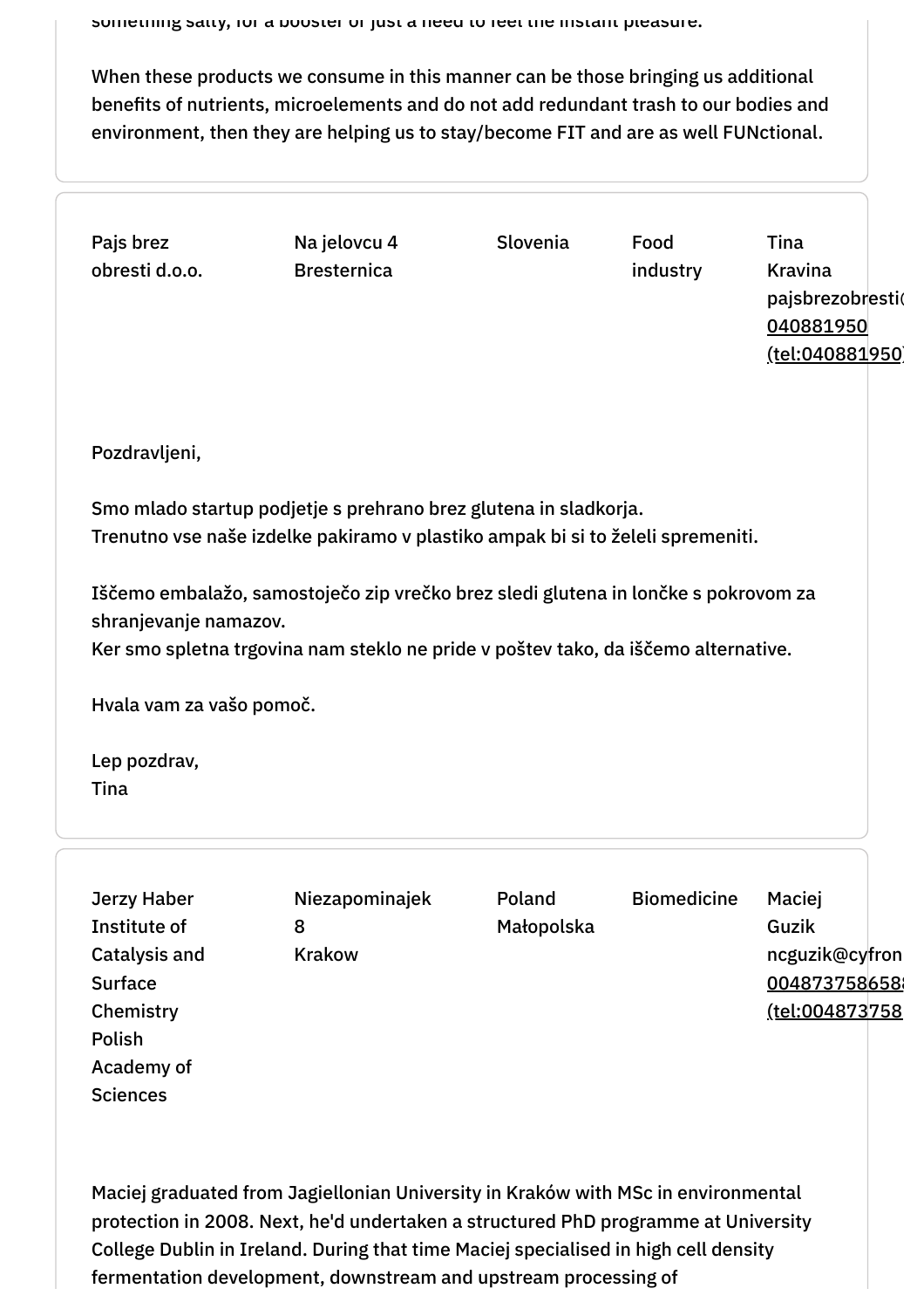something salty, for a booster or just a need to feel the instant pleasure.

When these products we consume in this manner can be those bringing us additional benefits of nutrients, microelements and do not add redundant trash to our bodies and environment, then they are helping us to stay/become FIT and are as well FUNctional.

| | | | | |
|---|---|---|---|---|
| Pajs brez obresti d.o.o. | Na jelovcu 4 Bresternica | Slovenia | Food industry | Tina Kravina pajsbrezobresti( 040881950 (tel:040881950) |

Pozdravljeni,

Smo mlado startup podjetje s prehrano brez glutena in sladkorja.
Trenutno vse naše izdelke pakiramo v plastiko ampak bi si to želeli spremeniti.

Iščemo embalažo, samostoječo zip vrečko brez sledi glutena in lončke s pokrovom za shranjevanje namazov.
Ker smo spletna trgovina nam steklo ne pride v poštev tako, da iščemo alternative.

Hvala vam za vašo pomoč.

Lep pozdrav,
Tina

| | | | | |
|---|---|---|---|---|
| Jerzy Haber Institute of Catalysis and Surface Chemistry Polish Academy of Sciences | Niezapominajek 8 Krakow | Poland Małopolska | Biomedicine | Maciej Guzik ncguzik@cyfron 004873758658 (tel:004873758 |

Maciej graduated from Jagiellonian University in Kraków with MSc in environmental protection in 2008. Next, he'd undertaken a structured PhD programme at University College Dublin in Ireland. During that time Maciej specialised in high cell density fermentation development, downstream and upstream processing of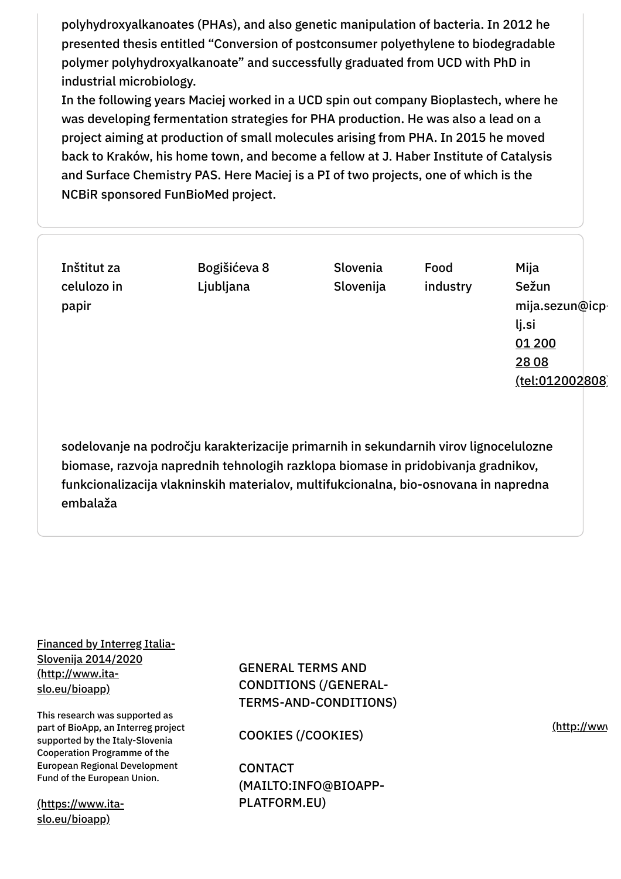polyhydroxyalkanoates (PHAs), and also genetic manipulation of bacteria. In 2012 he presented thesis entitled “Conversion of postconsumer polyethylene to biodegradable polymer polyhydroxyalkanoate” and successfully graduated from UCD with PhD in industrial microbiology.
In the following years Maciej worked in a UCD spin out company Bioplastech, where he was developing fermentation strategies for PHA production. He was also a lead on a project aiming at production of small molecules arising from PHA. In 2015 he moved back to Kraków, his home town, and become a fellow at J. Haber Institute of Catalysis and Surface Chemistry PAS. Here Maciej is a PI of two projects, one of which is the NCBiR sponsored FunBioMed project.

| | | | | |
|---|---|---|---|---|
| Inštitut za celulozo in papir | Bogišićeva 8 Ljubljana | Slovenia Slovenija | Food industry | Mija Sežun mija.sezun@icp-lj.si 01 200 28 08 (tel:012002808) |

sodelovanje na področju karakterizacije primarnih in sekundarnih virov lignocelulozne biomase, razvoja naprednih tehnologih razklopa biomase in pridobivanja gradnikov, funkcionalizacija vlakninskih materialov, multifukcionalna, bio-osnovana in napredna embalaža

Financed by Interreg Italia-Slovenija 2014/2020 (http://www.ita-slo.eu/bioapp)

This research was supported as part of BioApp, an Interreg project supported by the Italy-Slovenia Cooperation Programme of the European Regional Development Fund of the European Union.

(https://www.ita-slo.eu/bioapp)

GENERAL TERMS AND CONDITIONS (/GENERAL-TERMS-AND-CONDITIONS)

COOKIES (/COOKIES)

CONTACT (MAILTO:INFO@BIOAPP-PLATFORM.EU)

(http://www